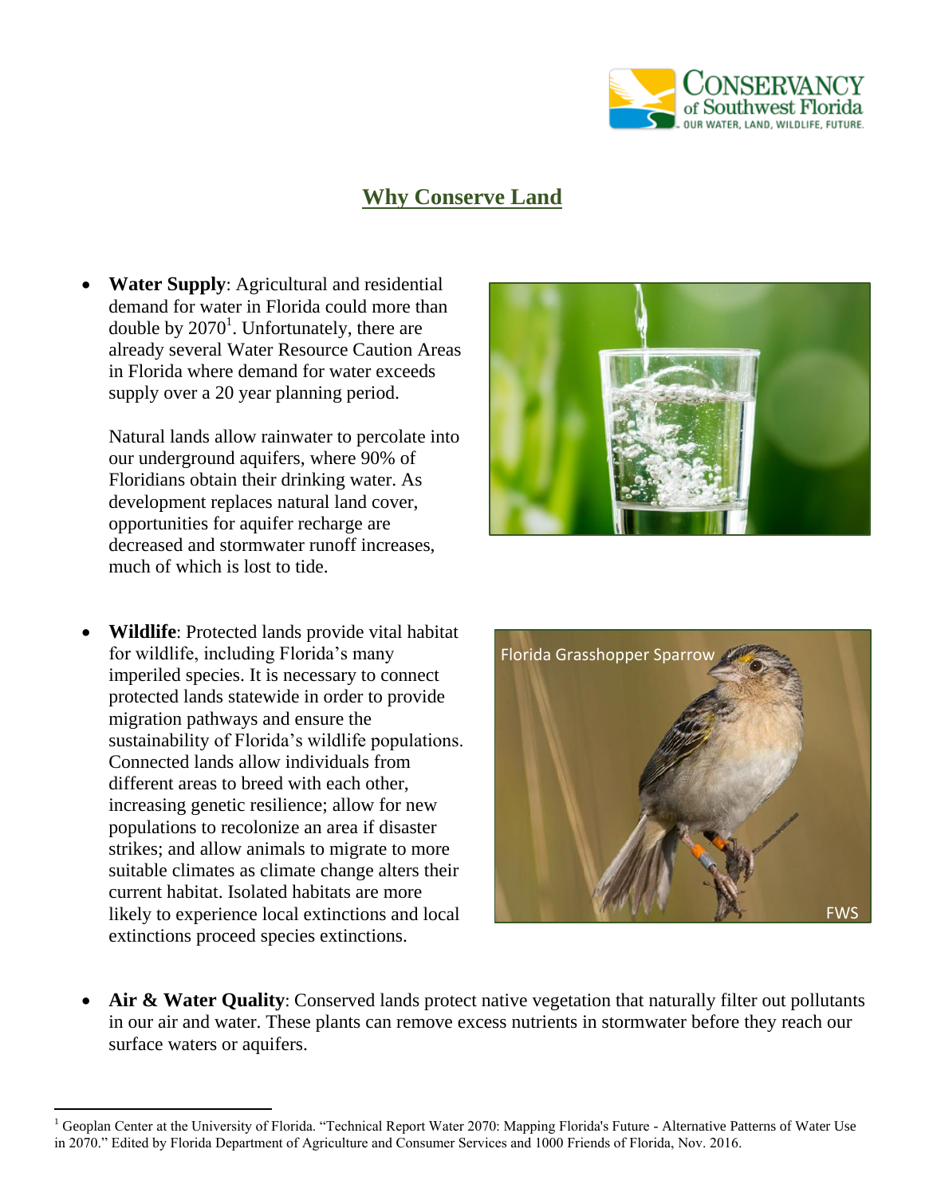# Why Conserve Land

- **Water Supply**: Agricultural and residential demand for water in Florida could more than double by 2070[1]. Unfortunately, there are already several Water Resource Caution Areas in Florida where demand for water exceeds supply over a 20 year planning period.

  Natural lands allow rainwater to percolate into our underground aquifers, where 90% of Floridians obtain their drinking water. As development replaces natural land cover, opportunities for aquifer recharge are decreased and stormwater runoff increases, much of which is lost to tide.

- **Wildlife**: Protected lands provide vital habitat for wildlife, including Florida's many imperiled species. It is necessary to connect protected lands statewide in order to provide migration pathways and ensure the sustainability of Florida's wildlife populations. Connected lands allow individuals from different areas to breed with each other, increasing genetic resilience; allow for new populations to recolonize an area if disaster strikes; and allow animals to migrate to more suitable climates as climate change alters their current habitat. Isolated habitats are more likely to experience local extinctions and local extinctions proceed species extinctions.

Florida Grasshopper Sparrow

FWS

- **Air & Water Quality**: Conserved lands protect native vegetation that naturally filter out pollutants in our air and water. These plants can remove excess nutrients in stormwater before they reach our surface waters or aquifers.

---

[1] Geoplan Center at the University of Florida. "Technical Report Water 2070: Mapping Florida's Future - Alternative Patterns of Water Use in 2070." Edited by Florida Department of Agriculture and Consumer Services and 1000 Friends of Florida, Nov. 2016.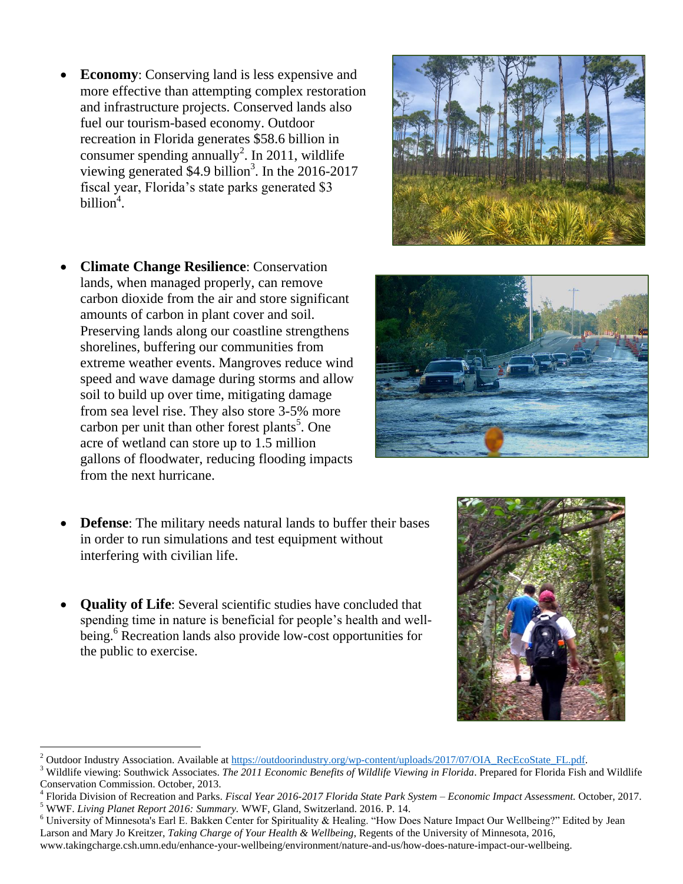- **Economy**: Conserving land is less expensive and more effective than attempting complex restoration and infrastructure projects. Conserved lands also fuel our tourism-based economy. Outdoor recreation in Florida generates $58.6 billion in consumer spending annually[2]. In 2011, wildlife viewing generated $4.9 billion[3]. In the 2016-2017 fiscal year, Florida's state parks generated $3 billion[4].

- **Climate Change Resilience**: Conservation lands, when managed properly, can remove carbon dioxide from the air and store significant amounts of carbon in plant cover and soil. Preserving lands along our coastline strengthens shorelines, buffering our communities from extreme weather events. Mangroves reduce wind speed and wave damage during storms and allow soil to build up over time, mitigating damage from sea level rise. They also store 3-5% more carbon per unit than other forest plants[5]. One acre of wetland can store up to 1.5 million gallons of floodwater, reducing flooding impacts from the next hurricane.

- **Defense**: The military needs natural lands to buffer their bases in order to run simulations and test equipment without interfering with civilian life.

- **Quality of Life**: Several scientific studies have concluded that spending time in nature is beneficial for people's health and well-being.[6] Recreation lands also provide low-cost opportunities for the public to exercise.

---

[2] Outdoor Industry Association. Available at https://outdoorindustry.org/wp-content/uploads/2017/07/OIA_RecEcoState_FL.pdf.

[3] Wildlife viewing: Southwick Associates. *The 2011 Economic Benefits of Wildlife Viewing in Florida*. Prepared for Florida Fish and Wildlife Conservation Commission. October, 2013.

[4] Florida Division of Recreation and Parks. *Fiscal Year 2016-2017 Florida State Park System – Economic Impact Assessment.* October, 2017.

[5] WWF. *Living Planet Report 2016: Summary.* WWF, Gland, Switzerland. 2016. P. 14.

[6] University of Minnesota's Earl E. Bakken Center for Spirituality & Healing. "How Does Nature Impact Our Wellbeing?" Edited by Jean Larson and Mary Jo Kreitzer, *Taking Charge of Your Health & Wellbeing*, Regents of the University of Minnesota, 2016, www.takingcharge.csh.umn.edu/enhance-your-wellbeing/environment/nature-and-us/how-does-nature-impact-our-wellbeing.